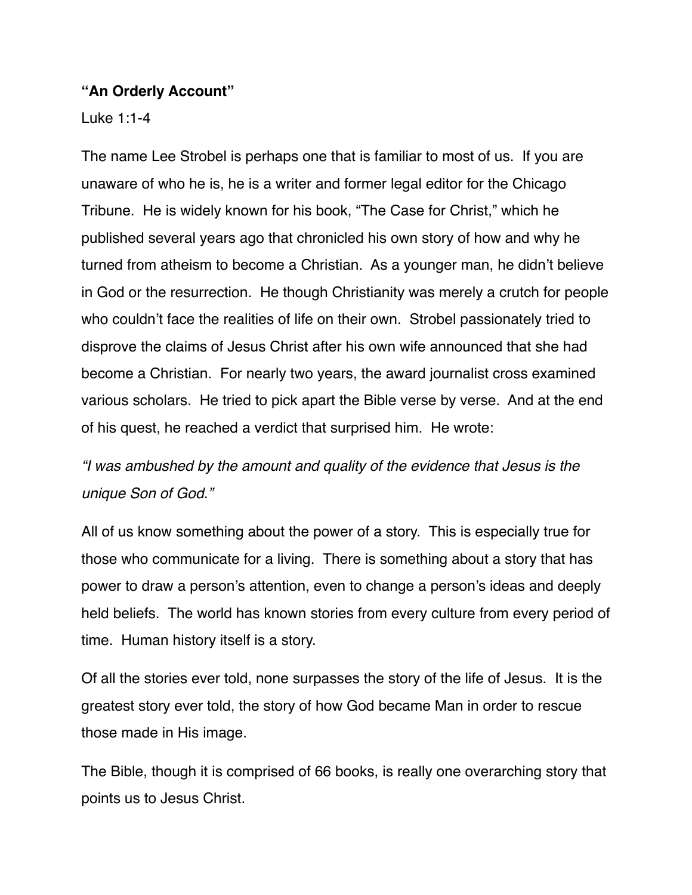**"An Orderly Account"**

Luke 1:1-4

The name Lee Strobel is perhaps one that is familiar to most of us. If you are unaware of who he is, he is a writer and former legal editor for the Chicago Tribune. He is widely known for his book, "The Case for Christ," which he published several years ago that chronicled his own story of how and why he turned from atheism to become a Christian. As a younger man, he didn't believe in God or the resurrection. He though Christianity was merely a crutch for people who couldn't face the realities of life on their own. Strobel passionately tried to disprove the claims of Jesus Christ after his own wife announced that she had become a Christian. For nearly two years, the award journalist cross examined various scholars. He tried to pick apart the Bible verse by verse. And at the end of his quest, he reached a verdict that surprised him. He wrote:

*"I was ambushed by the amount and quality of the evidence that Jesus is the unique Son of God."*

All of us know something about the power of a story. This is especially true for those who communicate for a living. There is something about a story that has power to draw a person's attention, even to change a person's ideas and deeply held beliefs. The world has known stories from every culture from every period of time. Human history itself is a story.

Of all the stories ever told, none surpasses the story of the life of Jesus. It is the greatest story ever told, the story of how God became Man in order to rescue those made in His image.

The Bible, though it is comprised of 66 books, is really one overarching story that points us to Jesus Christ.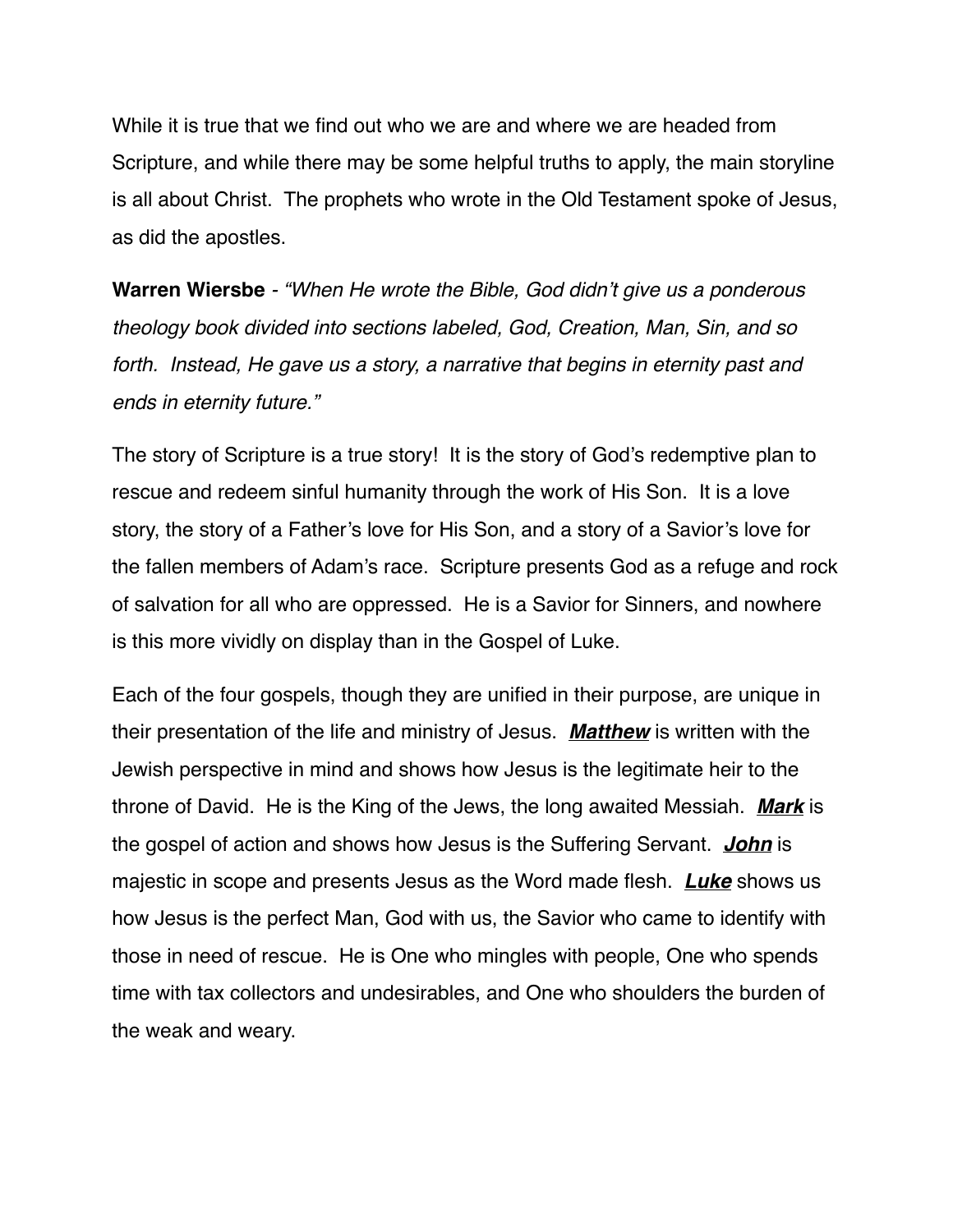While it is true that we find out who we are and where we are headed from Scripture, and while there may be some helpful truths to apply, the main storyline is all about Christ. The prophets who wrote in the Old Testament spoke of Jesus, as did the apostles.

**Warren Wiersbe** - *"When He wrote the Bible, God didn't give us a ponderous theology book divided into sections labeled, God, Creation, Man, Sin, and so forth. Instead, He gave us a story, a narrative that begins in eternity past and ends in eternity future."*

The story of Scripture is a true story! It is the story of God's redemptive plan to rescue and redeem sinful humanity through the work of His Son. It is a love story, the story of a Father's love for His Son, and a story of a Savior's love for the fallen members of Adam's race. Scripture presents God as a refuge and rock of salvation for all who are oppressed. He is a Savior for Sinners, and nowhere is this more vividly on display than in the Gospel of Luke.

Each of the four gospels, though they are unified in their purpose, are unique in their presentation of the life and ministry of Jesus. ***<u>Matthew</u>*** is written with the Jewish perspective in mind and shows how Jesus is the legitimate heir to the throne of David. He is the King of the Jews, the long awaited Messiah. ***<u>Mark</u>*** is the gospel of action and shows how Jesus is the Suffering Servant. ***<u>John</u>*** is majestic in scope and presents Jesus as the Word made flesh. ***<u>Luke</u>*** shows us how Jesus is the perfect Man, God with us, the Savior who came to identify with those in need of rescue. He is One who mingles with people, One who spends time with tax collectors and undesirables, and One who shoulders the burden of the weak and weary.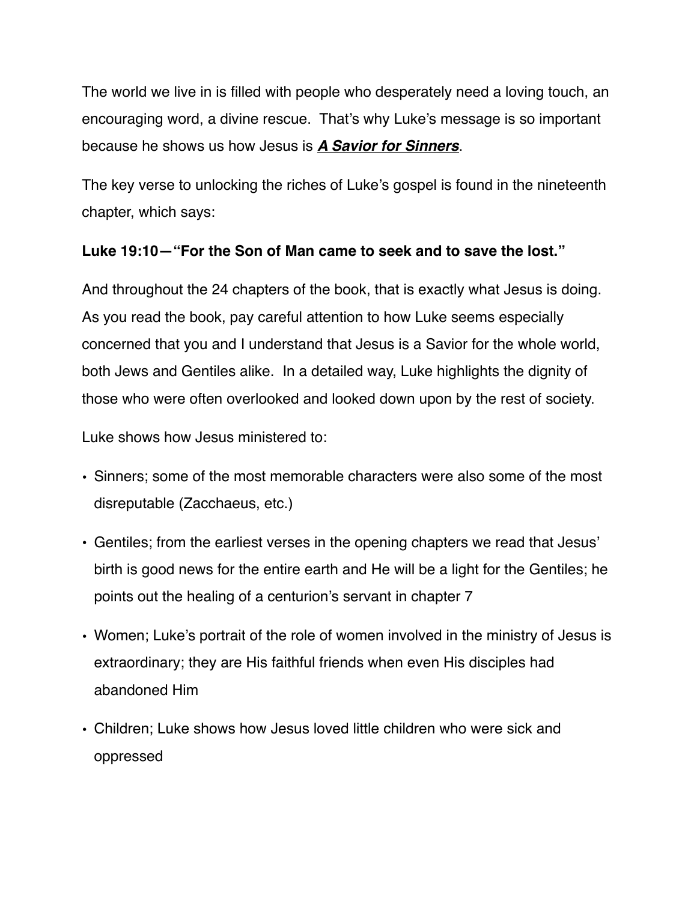The world we live in is filled with people who desperately need a loving touch, an encouraging word, a divine rescue. That's why Luke's message is so important because he shows us how Jesus is ***<u>A Savior for Sinners</u>***.

The key verse to unlocking the riches of Luke's gospel is found in the nineteenth chapter, which says:

**Luke 19:10—"For the Son of Man came to seek and to save the lost."**

And throughout the 24 chapters of the book, that is exactly what Jesus is doing. As you read the book, pay careful attention to how Luke seems especially concerned that you and I understand that Jesus is a Savior for the whole world, both Jews and Gentiles alike. In a detailed way, Luke highlights the dignity of those who were often overlooked and looked down upon by the rest of society.

Luke shows how Jesus ministered to:

- Sinners; some of the most memorable characters were also some of the most disreputable (Zacchaeus, etc.)
- Gentiles; from the earliest verses in the opening chapters we read that Jesus' birth is good news for the entire earth and He will be a light for the Gentiles; he points out the healing of a centurion's servant in chapter 7
- Women; Luke's portrait of the role of women involved in the ministry of Jesus is extraordinary; they are His faithful friends when even His disciples had abandoned Him
- Children; Luke shows how Jesus loved little children who were sick and oppressed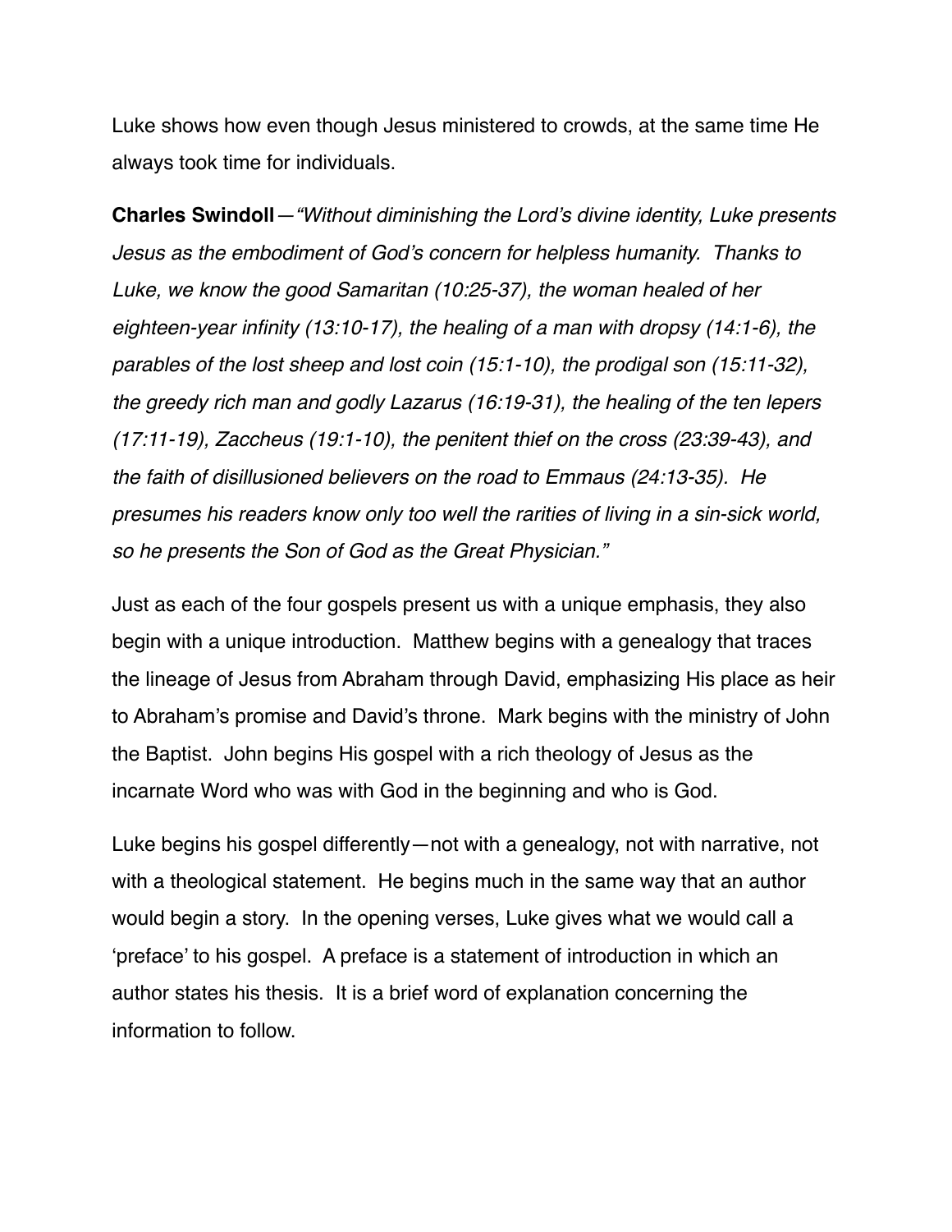Luke shows how even though Jesus ministered to crowds, at the same time He always took time for individuals.

**Charles Swindoll**—*"Without diminishing the Lord's divine identity, Luke presents Jesus as the embodiment of God's concern for helpless humanity. Thanks to Luke, we know the good Samaritan (10:25-37), the woman healed of her eighteen-year infinity (13:10-17), the healing of a man with dropsy (14:1-6), the parables of the lost sheep and lost coin (15:1-10), the prodigal son (15:11-32), the greedy rich man and godly Lazarus (16:19-31), the healing of the ten lepers (17:11-19), Zaccheus (19:1-10), the penitent thief on the cross (23:39-43), and the faith of disillusioned believers on the road to Emmaus (24:13-35). He presumes his readers know only too well the rarities of living in a sin-sick world, so he presents the Son of God as the Great Physician."*

Just as each of the four gospels present us with a unique emphasis, they also begin with a unique introduction. Matthew begins with a genealogy that traces the lineage of Jesus from Abraham through David, emphasizing His place as heir to Abraham's promise and David's throne. Mark begins with the ministry of John the Baptist. John begins His gospel with a rich theology of Jesus as the incarnate Word who was with God in the beginning and who is God.

Luke begins his gospel differently—not with a genealogy, not with narrative, not with a theological statement. He begins much in the same way that an author would begin a story. In the opening verses, Luke gives what we would call a 'preface' to his gospel. A preface is a statement of introduction in which an author states his thesis. It is a brief word of explanation concerning the information to follow.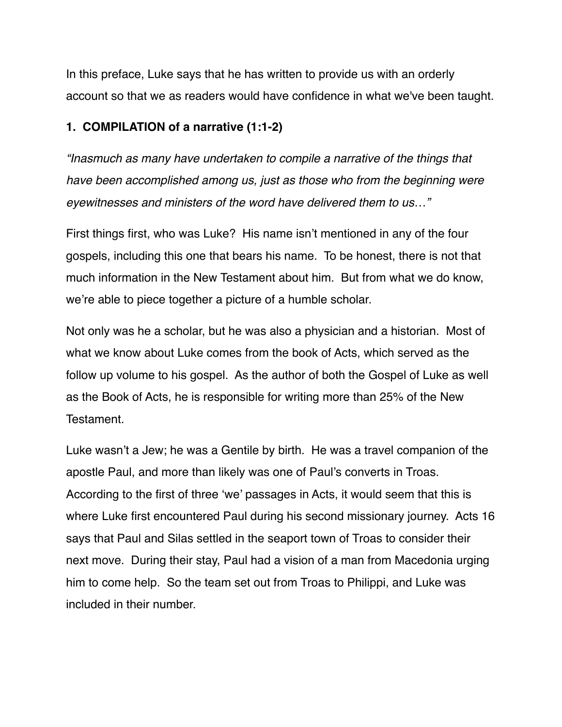In this preface, Luke says that he has written to provide us with an orderly account so that we as readers would have confidence in what we've been taught.

**1. COMPILATION of a narrative (1:1-2)**

*"Inasmuch as many have undertaken to compile a narrative of the things that have been accomplished among us, just as those who from the beginning were eyewitnesses and ministers of the word have delivered them to us…"*

First things first, who was Luke? His name isn't mentioned in any of the four gospels, including this one that bears his name. To be honest, there is not that much information in the New Testament about him. But from what we do know, we're able to piece together a picture of a humble scholar.

Not only was he a scholar, but he was also a physician and a historian. Most of what we know about Luke comes from the book of Acts, which served as the follow up volume to his gospel. As the author of both the Gospel of Luke as well as the Book of Acts, he is responsible for writing more than 25% of the New Testament.

Luke wasn't a Jew; he was a Gentile by birth. He was a travel companion of the apostle Paul, and more than likely was one of Paul's converts in Troas. According to the first of three 'we' passages in Acts, it would seem that this is where Luke first encountered Paul during his second missionary journey. Acts 16 says that Paul and Silas settled in the seaport town of Troas to consider their next move. During their stay, Paul had a vision of a man from Macedonia urging him to come help. So the team set out from Troas to Philippi, and Luke was included in their number.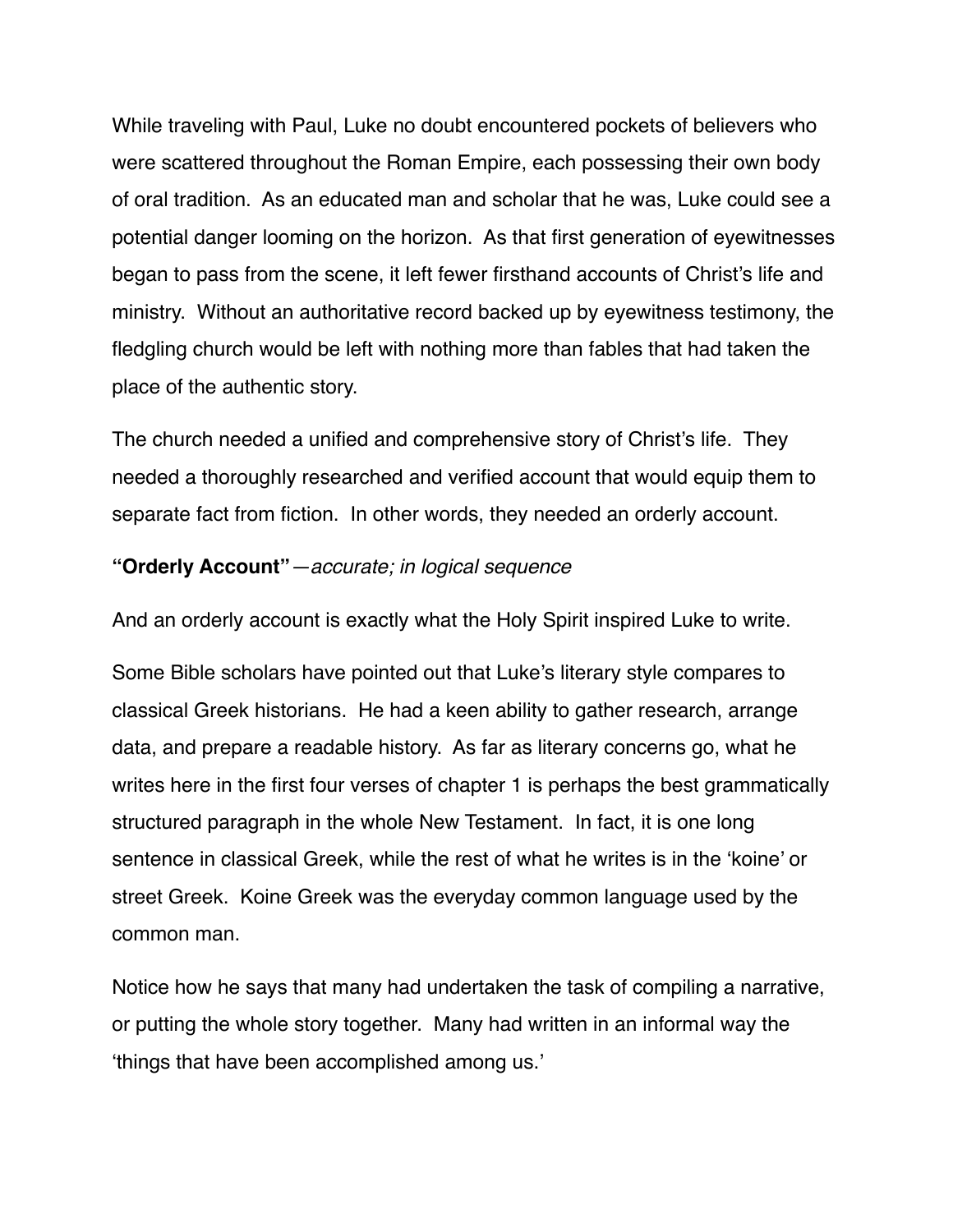While traveling with Paul, Luke no doubt encountered pockets of believers who were scattered throughout the Roman Empire, each possessing their own body of oral tradition. As an educated man and scholar that he was, Luke could see a potential danger looming on the horizon. As that first generation of eyewitnesses began to pass from the scene, it left fewer firsthand accounts of Christ's life and ministry. Without an authoritative record backed up by eyewitness testimony, the fledgling church would be left with nothing more than fables that had taken the place of the authentic story.

The church needed a unified and comprehensive story of Christ's life. They needed a thoroughly researched and verified account that would equip them to separate fact from fiction. In other words, they needed an orderly account.

**"Orderly Account"**—*accurate; in logical sequence*

And an orderly account is exactly what the Holy Spirit inspired Luke to write.

Some Bible scholars have pointed out that Luke's literary style compares to classical Greek historians. He had a keen ability to gather research, arrange data, and prepare a readable history. As far as literary concerns go, what he writes here in the first four verses of chapter 1 is perhaps the best grammatically structured paragraph in the whole New Testament. In fact, it is one long sentence in classical Greek, while the rest of what he writes is in the 'koine' or street Greek. Koine Greek was the everyday common language used by the common man.

Notice how he says that many had undertaken the task of compiling a narrative, or putting the whole story together. Many had written in an informal way the 'things that have been accomplished among us.'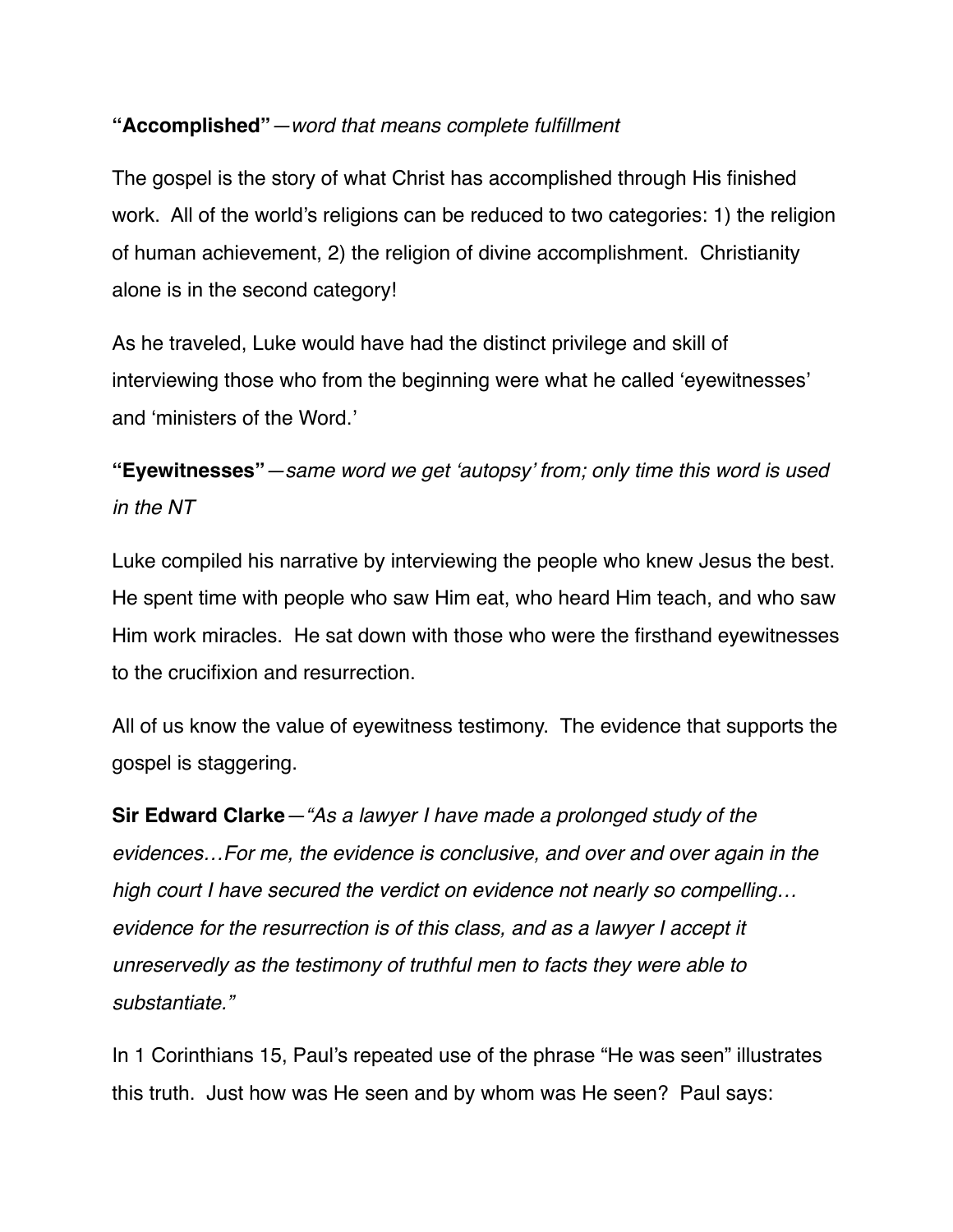**"Accomplished"**—*word that means complete fulfillment*

The gospel is the story of what Christ has accomplished through His finished work. All of the world's religions can be reduced to two categories: 1) the religion of human achievement, 2) the religion of divine accomplishment. Christianity alone is in the second category!

As he traveled, Luke would have had the distinct privilege and skill of interviewing those who from the beginning were what he called 'eyewitnesses' and 'ministers of the Word.'

**"Eyewitnesses"**—*same word we get 'autopsy' from; only time this word is used in the NT*

Luke compiled his narrative by interviewing the people who knew Jesus the best. He spent time with people who saw Him eat, who heard Him teach, and who saw Him work miracles. He sat down with those who were the firsthand eyewitnesses to the crucifixion and resurrection.

All of us know the value of eyewitness testimony. The evidence that supports the gospel is staggering.

**Sir Edward Clarke**—*"As a lawyer I have made a prolonged study of the evidences…For me, the evidence is conclusive, and over and over again in the high court I have secured the verdict on evidence not nearly so compelling… evidence for the resurrection is of this class, and as a lawyer I accept it unreservedly as the testimony of truthful men to facts they were able to substantiate."*

In 1 Corinthians 15, Paul's repeated use of the phrase "He was seen" illustrates this truth. Just how was He seen and by whom was He seen? Paul says: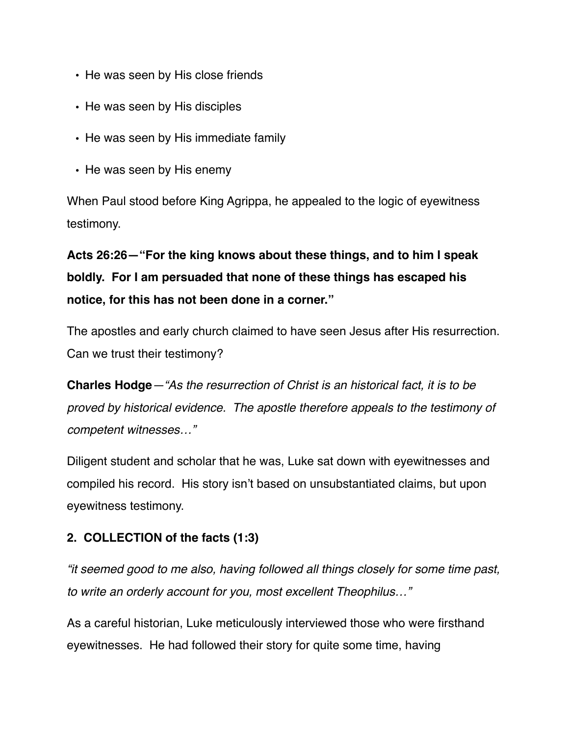- He was seen by His close friends
- He was seen by His disciples
- He was seen by His immediate family
- He was seen by His enemy

When Paul stood before King Agrippa, he appealed to the logic of eyewitness testimony.

**Acts 26:26—"For the king knows about these things, and to him I speak boldly. For I am persuaded that none of these things has escaped his notice, for this has not been done in a corner."**

The apostles and early church claimed to have seen Jesus after His resurrection. Can we trust their testimony?

**Charles Hodge**—*"As the resurrection of Christ is an historical fact, it is to be proved by historical evidence. The apostle therefore appeals to the testimony of competent witnesses…"*

Diligent student and scholar that he was, Luke sat down with eyewitnesses and compiled his record. His story isn't based on unsubstantiated claims, but upon eyewitness testimony.

**2. COLLECTION of the facts (1:3)**

*"it seemed good to me also, having followed all things closely for some time past, to write an orderly account for you, most excellent Theophilus…"*

As a careful historian, Luke meticulously interviewed those who were firsthand eyewitnesses. He had followed their story for quite some time, having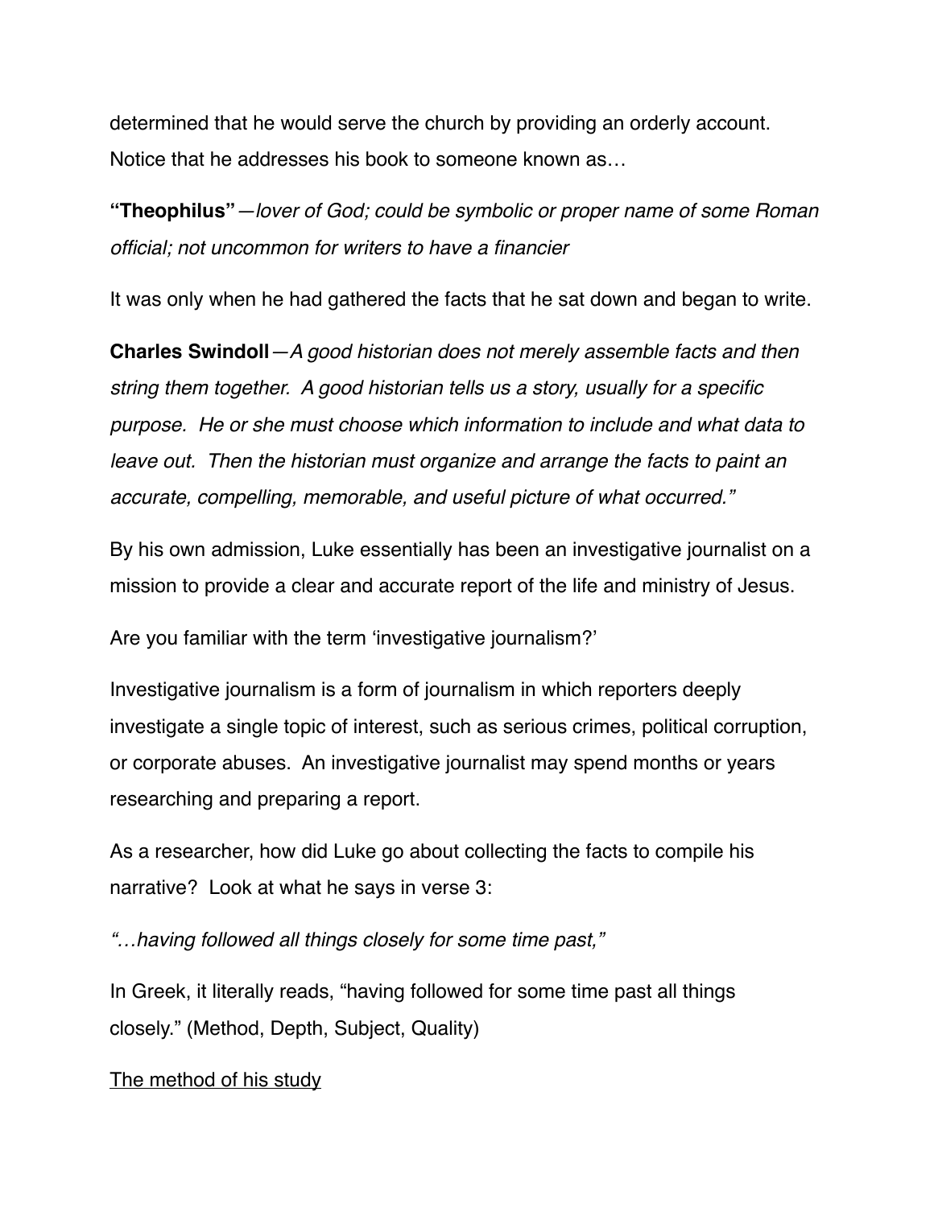determined that he would serve the church by providing an orderly account. Notice that he addresses his book to someone known as…

**"Theophilus"**—*lover of God; could be symbolic or proper name of some Roman official; not uncommon for writers to have a financier*

It was only when he had gathered the facts that he sat down and began to write.

**Charles Swindoll**—*A good historian does not merely assemble facts and then string them together. A good historian tells us a story, usually for a specific purpose. He or she must choose which information to include and what data to leave out. Then the historian must organize and arrange the facts to paint an accurate, compelling, memorable, and useful picture of what occurred."*

By his own admission, Luke essentially has been an investigative journalist on a mission to provide a clear and accurate report of the life and ministry of Jesus.

Are you familiar with the term 'investigative journalism?'

Investigative journalism is a form of journalism in which reporters deeply investigate a single topic of interest, such as serious crimes, political corruption, or corporate abuses. An investigative journalist may spend months or years researching and preparing a report.

As a researcher, how did Luke go about collecting the facts to compile his narrative? Look at what he says in verse 3:

*"…having followed all things closely for some time past,"*

In Greek, it literally reads, "having followed for some time past all things closely." (Method, Depth, Subject, Quality)

<u>The method of his study</u>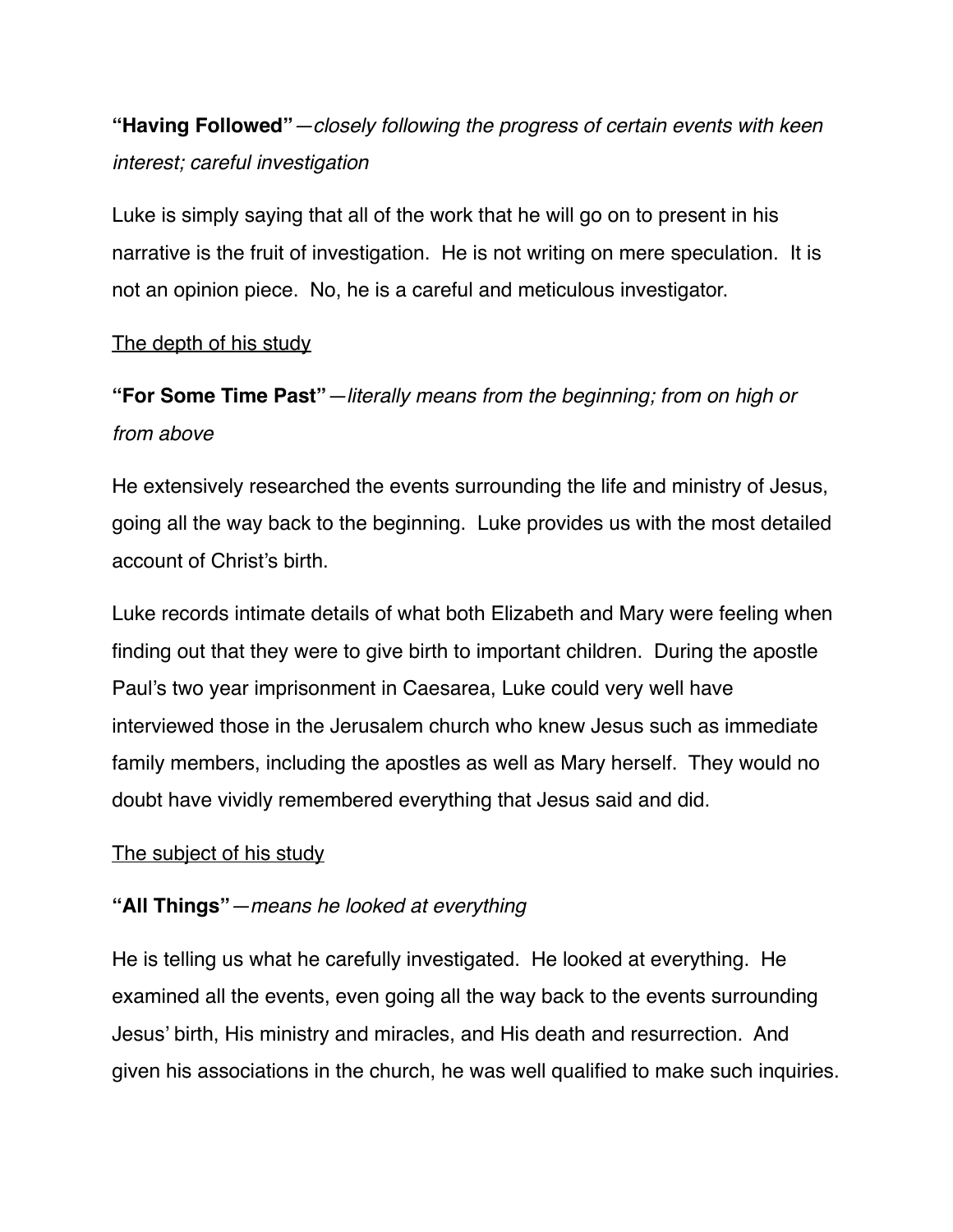**"Having Followed"**—*closely following the progress of certain events with keen interest; careful investigation*

Luke is simply saying that all of the work that he will go on to present in his narrative is the fruit of investigation. He is not writing on mere speculation. It is not an opinion piece. No, he is a careful and meticulous investigator.

<u>The depth of his study</u>

**"For Some Time Past"**—*literally means from the beginning; from on high or from above*

He extensively researched the events surrounding the life and ministry of Jesus, going all the way back to the beginning. Luke provides us with the most detailed account of Christ's birth.

Luke records intimate details of what both Elizabeth and Mary were feeling when finding out that they were to give birth to important children. During the apostle Paul's two year imprisonment in Caesarea, Luke could very well have interviewed those in the Jerusalem church who knew Jesus such as immediate family members, including the apostles as well as Mary herself. They would no doubt have vividly remembered everything that Jesus said and did.

<u>The subject of his study</u>

**"All Things"**—*means he looked at everything*

He is telling us what he carefully investigated. He looked at everything. He examined all the events, even going all the way back to the events surrounding Jesus' birth, His ministry and miracles, and His death and resurrection. And given his associations in the church, he was well qualified to make such inquiries.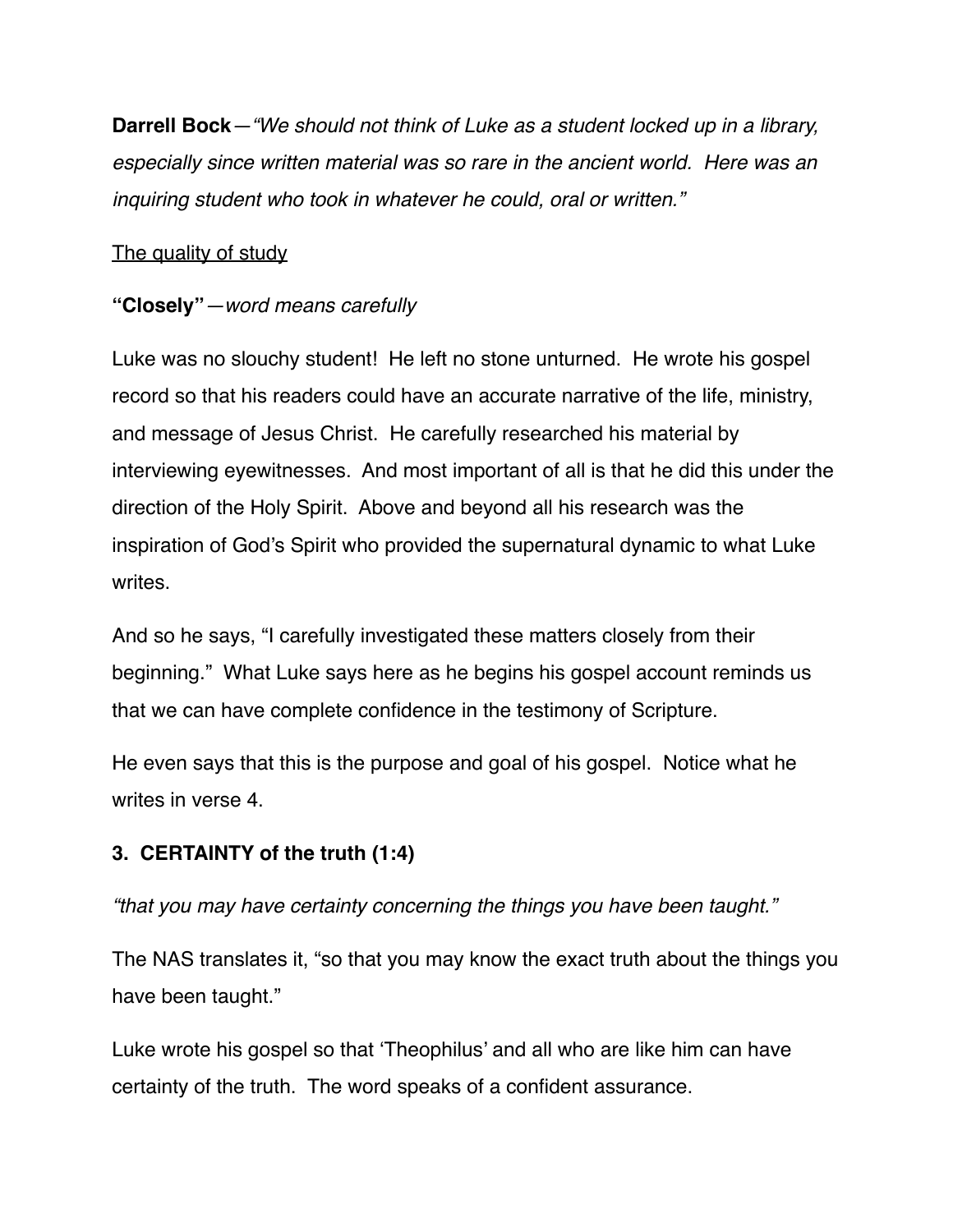**Darrell Bock**—*"We should not think of Luke as a student locked up in a library, especially since written material was so rare in the ancient world. Here was an inquiring student who took in whatever he could, oral or written."*

<u>The quality of study</u>

**"Closely"**—*word means carefully*

Luke was no slouchy student! He left no stone unturned. He wrote his gospel record so that his readers could have an accurate narrative of the life, ministry, and message of Jesus Christ. He carefully researched his material by interviewing eyewitnesses. And most important of all is that he did this under the direction of the Holy Spirit. Above and beyond all his research was the inspiration of God's Spirit who provided the supernatural dynamic to what Luke writes.

And so he says, "I carefully investigated these matters closely from their beginning." What Luke says here as he begins his gospel account reminds us that we can have complete confidence in the testimony of Scripture.

He even says that this is the purpose and goal of his gospel. Notice what he writes in verse 4.

**3. CERTAINTY of the truth (1:4)**

*"that you may have certainty concerning the things you have been taught."*

The NAS translates it, "so that you may know the exact truth about the things you have been taught."

Luke wrote his gospel so that 'Theophilus' and all who are like him can have certainty of the truth. The word speaks of a confident assurance.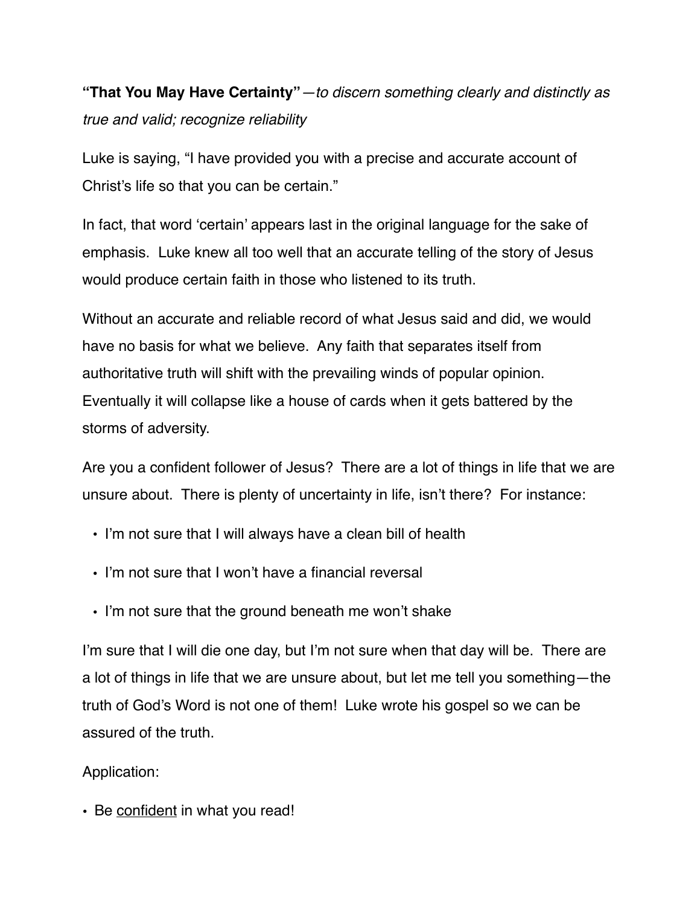**"That You May Have Certainty"**—*to discern something clearly and distinctly as true and valid; recognize reliability*

Luke is saying, "I have provided you with a precise and accurate account of Christ's life so that you can be certain."

In fact, that word 'certain' appears last in the original language for the sake of emphasis. Luke knew all too well that an accurate telling of the story of Jesus would produce certain faith in those who listened to its truth.

Without an accurate and reliable record of what Jesus said and did, we would have no basis for what we believe. Any faith that separates itself from authoritative truth will shift with the prevailing winds of popular opinion. Eventually it will collapse like a house of cards when it gets battered by the storms of adversity.

Are you a confident follower of Jesus? There are a lot of things in life that we are unsure about. There is plenty of uncertainty in life, isn't there? For instance:

- I'm not sure that I will always have a clean bill of health
- I'm not sure that I won't have a financial reversal
- I'm not sure that the ground beneath me won't shake

I'm sure that I will die one day, but I'm not sure when that day will be. There are a lot of things in life that we are unsure about, but let me tell you something—the truth of God's Word is not one of them! Luke wrote his gospel so we can be assured of the truth.

Application:

- Be <u>confident</u> in what you read!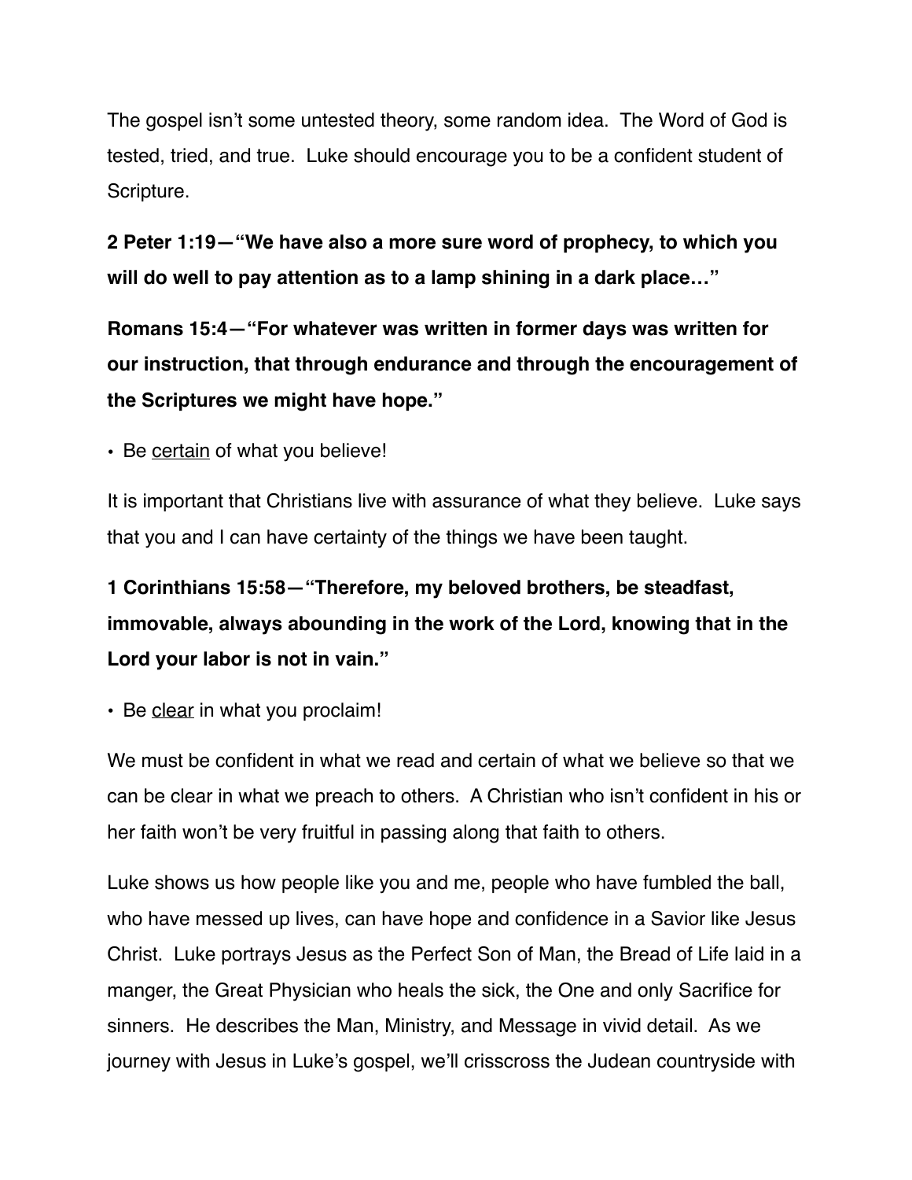The gospel isn't some untested theory, some random idea. The Word of God is tested, tried, and true. Luke should encourage you to be a confident student of Scripture.

**2 Peter 1:19—"We have also a more sure word of prophecy, to which you will do well to pay attention as to a lamp shining in a dark place…"**

**Romans 15:4—"For whatever was written in former days was written for our instruction, that through endurance and through the encouragement of the Scriptures we might have hope."**

- Be <u>certain</u> of what you believe!

It is important that Christians live with assurance of what they believe. Luke says that you and I can have certainty of the things we have been taught.

**1 Corinthians 15:58—"Therefore, my beloved brothers, be steadfast, immovable, always abounding in the work of the Lord, knowing that in the Lord your labor is not in vain."**

- Be <u>clear</u> in what you proclaim!

We must be confident in what we read and certain of what we believe so that we can be clear in what we preach to others. A Christian who isn't confident in his or her faith won't be very fruitful in passing along that faith to others.

Luke shows us how people like you and me, people who have fumbled the ball, who have messed up lives, can have hope and confidence in a Savior like Jesus Christ. Luke portrays Jesus as the Perfect Son of Man, the Bread of Life laid in a manger, the Great Physician who heals the sick, the One and only Sacrifice for sinners. He describes the Man, Ministry, and Message in vivid detail. As we journey with Jesus in Luke's gospel, we'll crisscross the Judean countryside with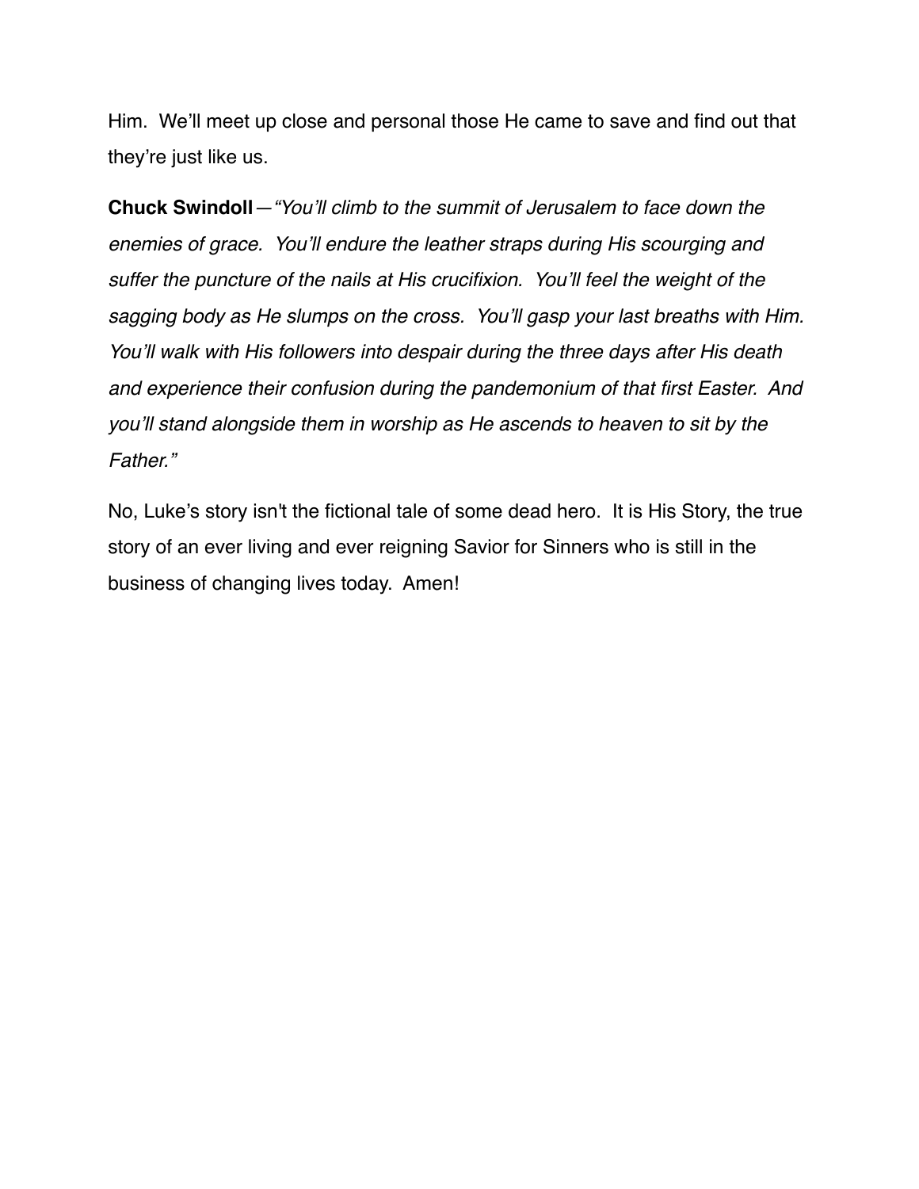Him. We'll meet up close and personal those He came to save and find out that they're just like us.

**Chuck Swindoll**—*"You'll climb to the summit of Jerusalem to face down the enemies of grace. You'll endure the leather straps during His scourging and suffer the puncture of the nails at His crucifixion. You'll feel the weight of the sagging body as He slumps on the cross. You'll gasp your last breaths with Him. You'll walk with His followers into despair during the three days after His death and experience their confusion during the pandemonium of that first Easter. And you'll stand alongside them in worship as He ascends to heaven to sit by the Father."*

No, Luke's story isn't the fictional tale of some dead hero. It is His Story, the true story of an ever living and ever reigning Savior for Sinners who is still in the business of changing lives today. Amen!